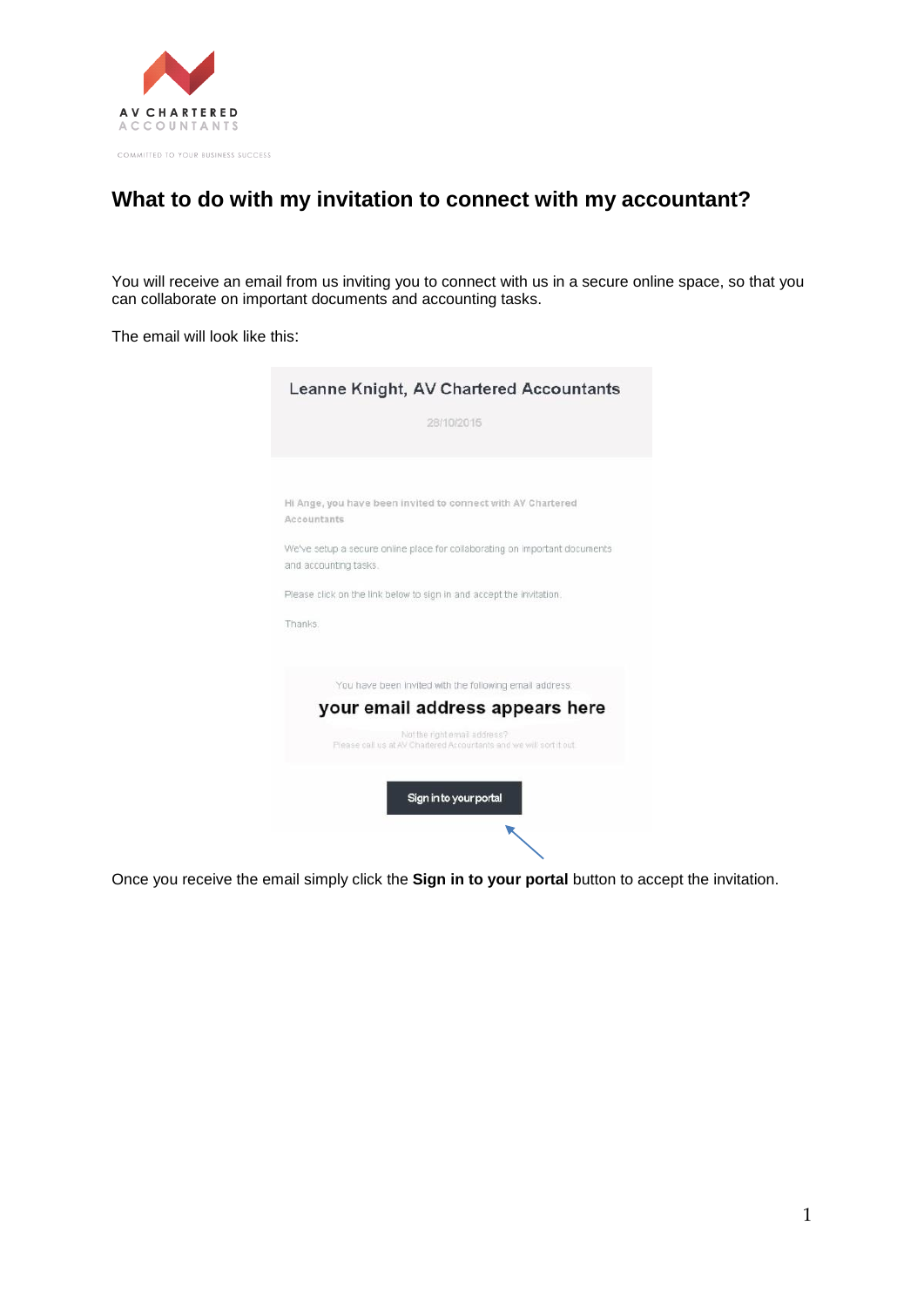AV CHARTERED ACCOUNTANTS

COMMITTED TO YOUR BUSINESS SUCCESS

# What to do with my invitation to connect with my accountant?

You will receive an email from us inviting you to connect with us in a secure online space, so that you can collaborate on important documents and accounting tasks.

The email will look like this:

> **Leanne Knight, AV Chartered Accountants**
>
> 28/10/2015
>
> Hi Ange, you have been invited to connect with AV Chartered Accountants
>
> We've setup a secure online place for collaborating on important documents and accounting tasks.
>
> Please click on the link below to sign in and accept the invitation.
>
> Thanks.
>
> You have been invited with the following email address.
>
> **your email address appears here**
>
> Not the right email address?
> Please call us at AV Chartered Accountants and we will sort it out.
>
> **Sign in to your portal**

Once you receive the email simply click the **Sign in to your portal** button to accept the invitation.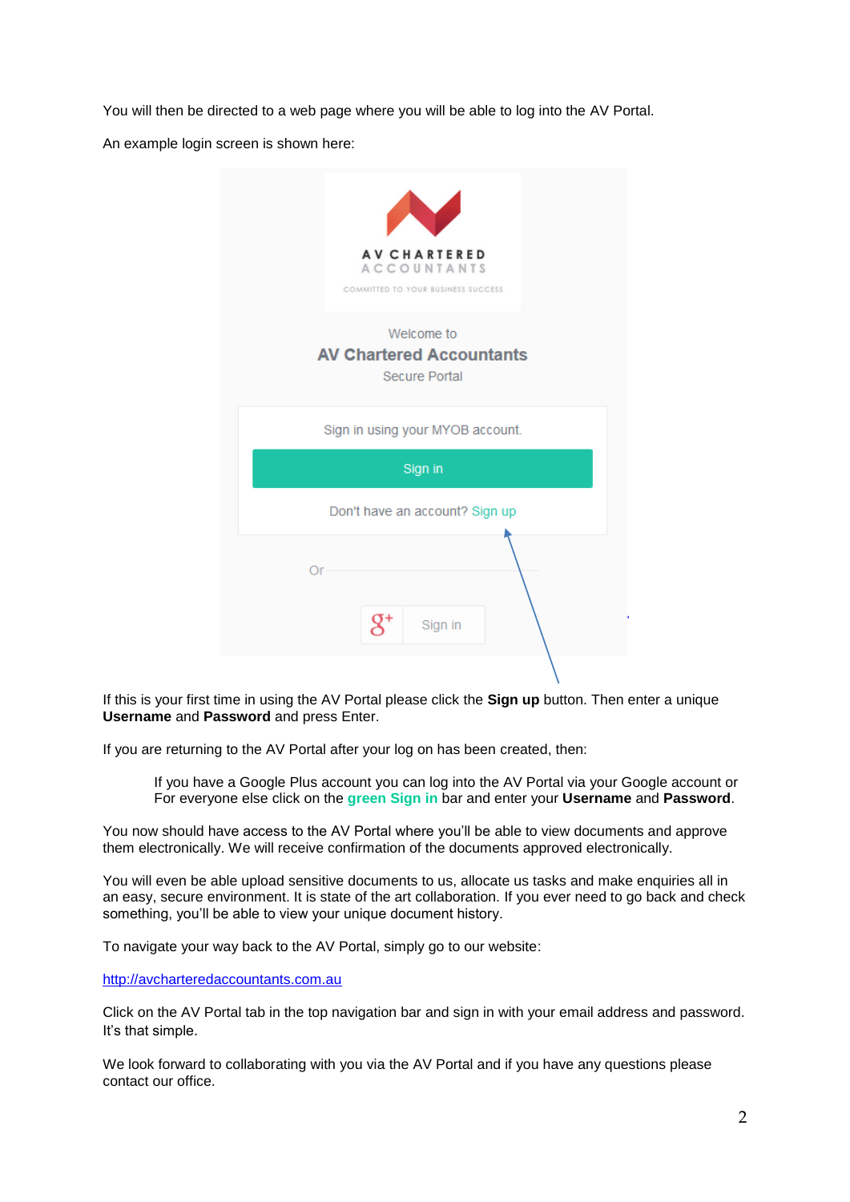You will then be directed to a web page where you will be able to log into the AV Portal.

An example login screen is shown here:

If this is your first time in using the AV Portal please click the **Sign up** button. Then enter a unique **Username** and **Password** and press Enter.

If you are returning to the AV Portal after your log on has been created, then:

> If you have a Google Plus account you can log into the AV Portal via your Google account or For everyone else click on the **green Sign in** bar and enter your **Username** and **Password**.

You now should have access to the AV Portal where you'll be able to view documents and approve them electronically. We will receive confirmation of the documents approved electronically.

You will even be able upload sensitive documents to us, allocate us tasks and make enquiries all in an easy, secure environment. It is state of the art collaboration. If you ever need to go back and check something, you'll be able to view your unique document history.

To navigate your way back to the AV Portal, simply go to our website:

http://avcharteredaccountants.com.au

Click on the AV Portal tab in the top navigation bar and sign in with your email address and password. It's that simple.

We look forward to collaborating with you via the AV Portal and if you have any questions please contact our office.